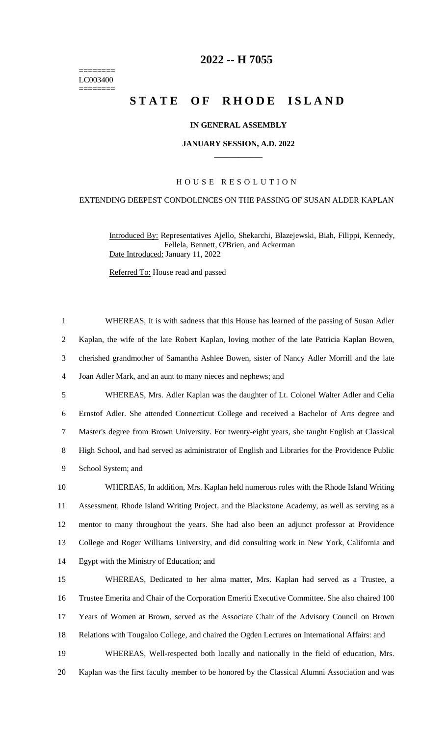========
LC003400
========

# 2022 -- H 7055

# STATE OF RHODE ISLAND

### IN GENERAL ASSEMBLY

### JANUARY SESSION, A.D. 2022

---

HOUSE RESOLUTION

EXTENDING DEEPEST CONDOLENCES ON THE PASSING OF SUSAN ALDER KAPLAN

Introduced By: Representatives Ajello, Shekarchi, Blazejewski, Biah, Filippi, Kennedy, Fellela, Bennett, O'Brien, and Ackerman

Date Introduced: January 11, 2022

Referred To: House read and passed

1 WHEREAS, It is with sadness that this House has learned of the passing of Susan Adler
2 Kaplan, the wife of the late Robert Kaplan, loving mother of the late Patricia Kaplan Bowen,
3 cherished grandmother of Samantha Ashlee Bowen, sister of Nancy Adler Morrill and the late
4 Joan Adler Mark, and an aunt to many nieces and nephews; and

5 WHEREAS, Mrs. Adler Kaplan was the daughter of Lt. Colonel Walter Adler and Celia
6 Ernstof Adler. She attended Connecticut College and received a Bachelor of Arts degree and
7 Master's degree from Brown University. For twenty-eight years, she taught English at Classical
8 High School, and had served as administrator of English and Libraries for the Providence Public
9 School System; and

10 WHEREAS, In addition, Mrs. Kaplan held numerous roles with the Rhode Island Writing
11 Assessment, Rhode Island Writing Project, and the Blackstone Academy, as well as serving as a
12 mentor to many throughout the years. She had also been an adjunct professor at Providence
13 College and Roger Williams University, and did consulting work in New York, California and
14 Egypt with the Ministry of Education; and

15 WHEREAS, Dedicated to her alma matter, Mrs. Kaplan had served as a Trustee, a
16 Trustee Emerita and Chair of the Corporation Emeriti Executive Committee. She also chaired 100
17 Years of Women at Brown, served as the Associate Chair of the Advisory Council on Brown
18 Relations with Tougaloo College, and chaired the Ogden Lectures on International Affairs: and

19 WHEREAS, Well-respected both locally and nationally in the field of education, Mrs.
20 Kaplan was the first faculty member to be honored by the Classical Alumni Association and was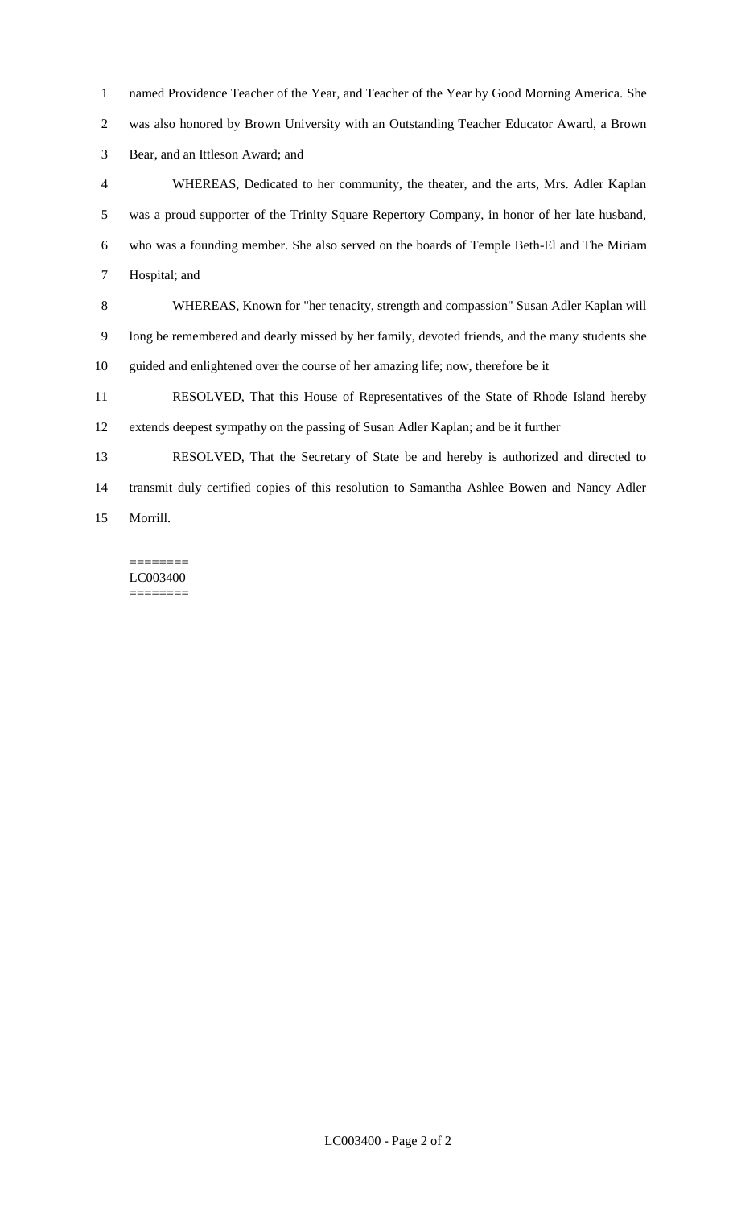named Providence Teacher of the Year, and Teacher of the Year by Good Morning America. She was also honored by Brown University with an Outstanding Teacher Educator Award, a Brown Bear, and an Ittleson Award; and

WHEREAS, Dedicated to her community, the theater, and the arts, Mrs. Adler Kaplan was a proud supporter of the Trinity Square Repertory Company, in honor of her late husband, who was a founding member. She also served on the boards of Temple Beth-El and The Miriam Hospital; and

WHEREAS, Known for "her tenacity, strength and compassion" Susan Adler Kaplan will long be remembered and dearly missed by her family, devoted friends, and the many students she guided and enlightened over the course of her amazing life; now, therefore be it

RESOLVED, That this House of Representatives of the State of Rhode Island hereby extends deepest sympathy on the passing of Susan Adler Kaplan; and be it further

RESOLVED, That the Secretary of State be and hereby is authorized and directed to transmit duly certified copies of this resolution to Samantha Ashlee Bowen and Nancy Adler Morrill.

========
LC003400
========